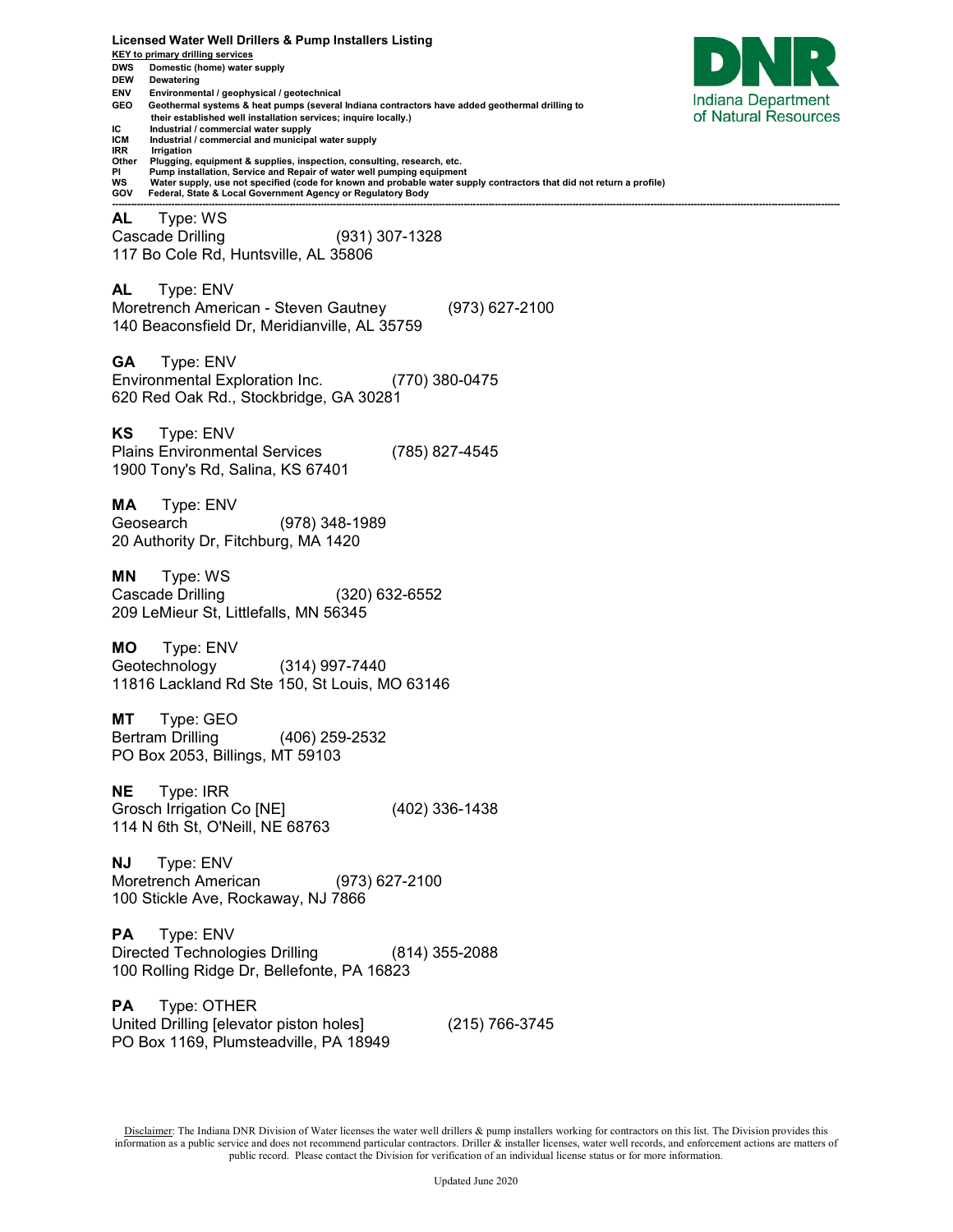# Licensed Water Well Drillers & Pump Installers Listing

Indiana Department of Natural Resources

**KEY to primary drilling services**

- **DWS** Domestic (home) water supply
- **DEW** Dewatering
- **ENV** Environmental / geophysical / geotechnical
- **GEO** Geothermal systems & heat pumps (several Indiana contractors have added geothermal drilling to their established well installation services; inquire locally.)
- **IC** Industrial / commercial water supply
- **ICM** Industrial / commercial and municipal water supply
- **IRR** Irrigation
- **Other** Plugging, equipment & supplies, inspection, consulting, research, etc.
- **PI** Pump installation, Service and Repair of water well pumping equipment
- **WS** Water supply, use not specified (code for known and probable water supply contractors that did not return a profile)
- **GOV** Federal, State & Local Government Agency or Regulatory Body

---

**AL** Type: WS
Cascade Drilling (931) 307-1328
117 Bo Cole Rd, Huntsville, AL 35806

**AL** Type: ENV
Moretrench American - Steven Gautney (973) 627-2100
140 Beaconsfield Dr, Meridianville, AL 35759

**GA** Type: ENV
Environmental Exploration Inc. (770) 380-0475
620 Red Oak Rd., Stockbridge, GA 30281

**KS** Type: ENV
Plains Environmental Services (785) 827-4545
1900 Tony's Rd, Salina, KS 67401

**MA** Type: ENV
Geosearch (978) 348-1989
20 Authority Dr, Fitchburg, MA 1420

**MN** Type: WS
Cascade Drilling (320) 632-6552
209 LeMieur St, Littlefalls, MN 56345

**MO** Type: ENV
Geotechnology (314) 997-7440
11816 Lackland Rd Ste 150, St Louis, MO 63146

**MT** Type: GEO
Bertram Drilling (406) 259-2532
PO Box 2053, Billings, MT 59103

**NE** Type: IRR
Grosch Irrigation Co [NE] (402) 336-1438
114 N 6th St, O'Neill, NE 68763

**NJ** Type: ENV
Moretrench American (973) 627-2100
100 Stickle Ave, Rockaway, NJ 7866

**PA** Type: ENV
Directed Technologies Drilling (814) 355-2088
100 Rolling Ridge Dr, Bellefonte, PA 16823

**PA** Type: OTHER
United Drilling [elevator piston holes] (215) 766-3745
PO Box 1169, Plumsteadville, PA 18949

Disclaimer: The Indiana DNR Division of Water licenses the water well drillers & pump installers working for contractors on this list. The Division provides this information as a public service and does not recommend particular contractors. Driller & installer licenses, water well records, and enforcement actions are matters of public record. Please contact the Division for verification of an individual license status or for more information.

Updated June 2020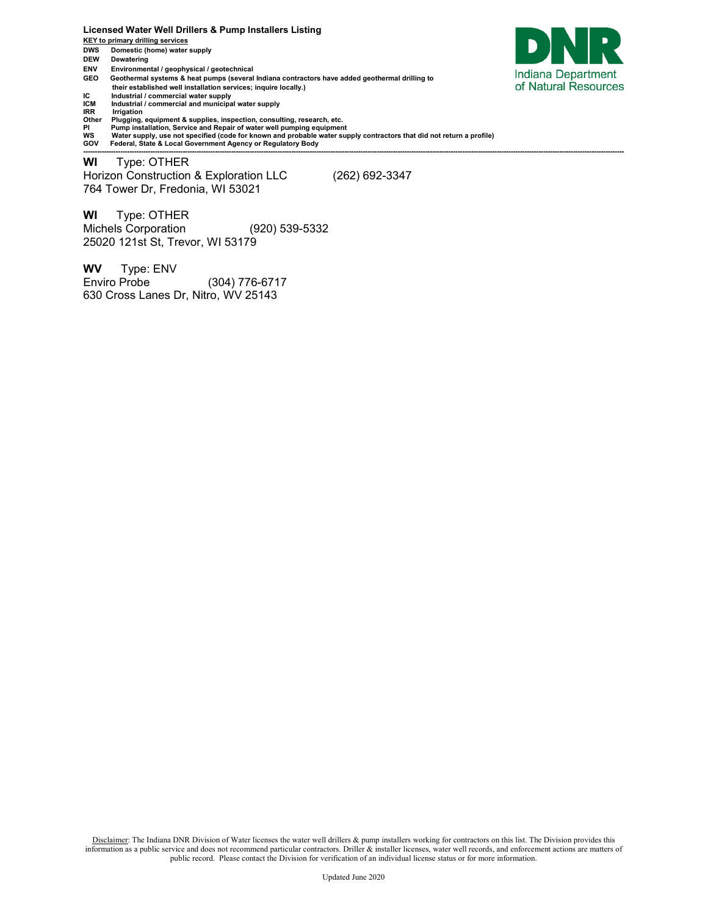**Licensed Water Well Drillers & Pump Installers Listing**

**KEY to primary drilling services**

**DWS** Domestic (home) water supply
**DEW** Dewatering
**ENV** Environmental / geophysical / geotechnical
**GEO** Geothermal systems & heat pumps (several Indiana contractors have added geothermal drilling to their established well installation services; inquire locally.)
**IC** Industrial / commercial water supply
**ICM** Industrial / commercial and municipal water supply
**IRR** Irrigation
**Other** Plugging, equipment & supplies, inspection, consulting, research, etc.
**PI** Pump installation, Service and Repair of water well pumping equipment
**WS** Water supply, use not specified (code for known and probable water supply contractors that did not return a profile)
**GOV** Federal, State & Local Government Agency or Regulatory Body

Indiana Department of Natural Resources

---

**WI** Type: OTHER
Horizon Construction & Exploration LLC (262) 692-3347
764 Tower Dr, Fredonia, WI 53021

**WI** Type: OTHER
Michels Corporation (920) 539-5332
25020 121st St, Trevor, WI 53179

**WV** Type: ENV
Enviro Probe (304) 776-6717
630 Cross Lanes Dr, Nitro, WV 25143

Disclaimer: The Indiana DNR Division of Water licenses the water well drillers & pump installers working for contractors on this list. The Division provides this information as a public service and does not recommend particular contractors. Driller & installer licenses, water well records, and enforcement actions are matters of public record. Please contact the Division for verification of an individual license status or for more information.

Updated June 2020